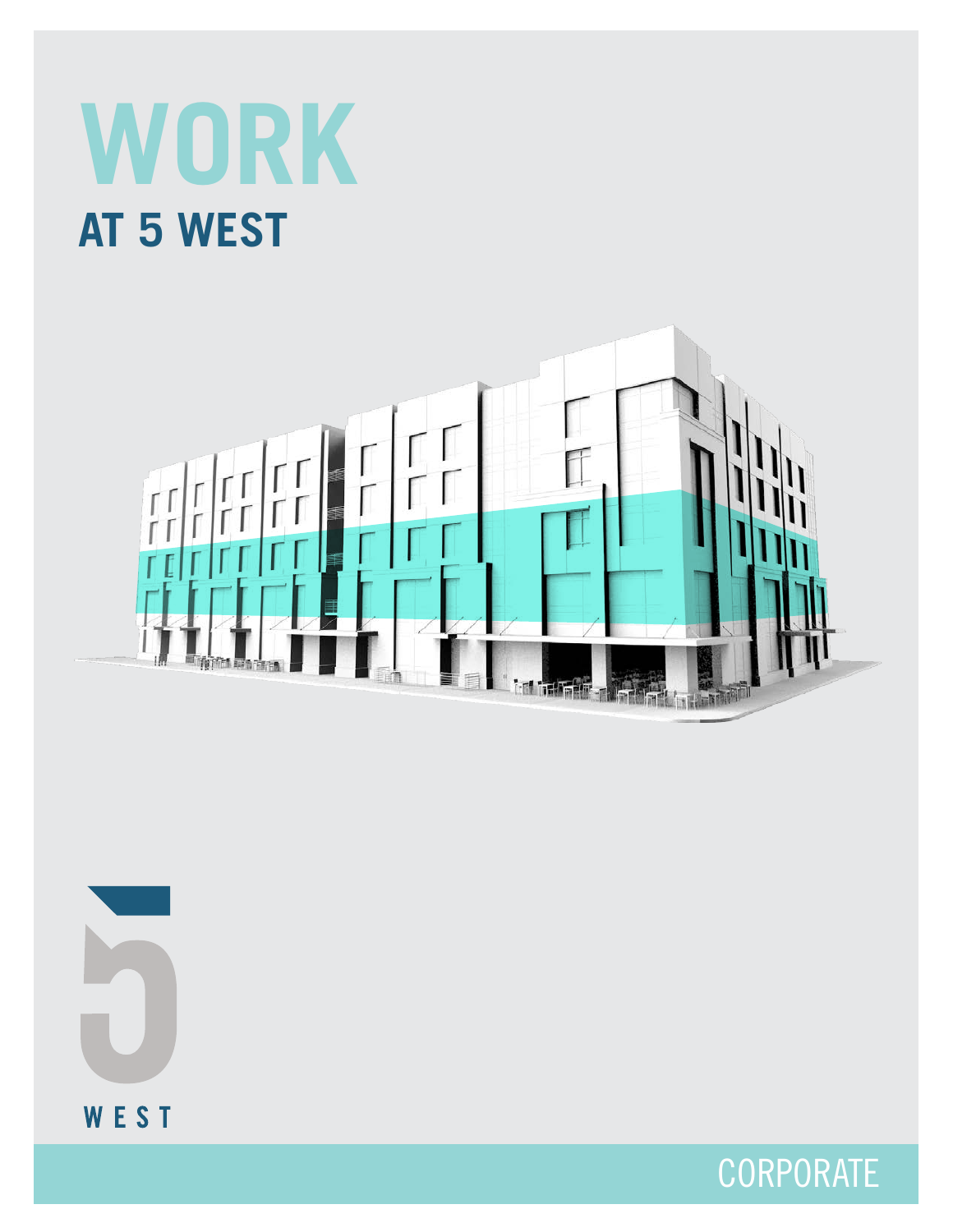# WORK

## AT 5 WEST

WEST

CORPORATE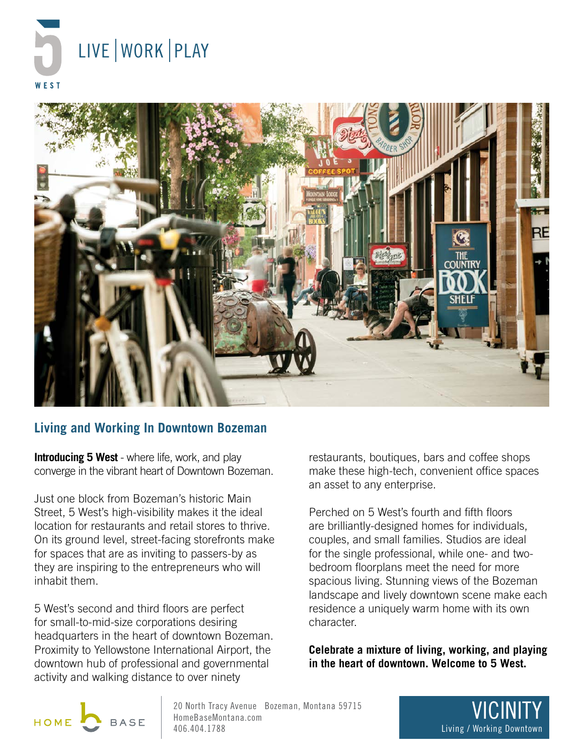# LIVE | WORK | PLAY

## Living and Working In Downtown Bozeman

**Introducing 5 West** - where life, work, and play converge in the vibrant heart of Downtown Bozeman.

Just one block from Bozeman's historic Main Street, 5 West's high-visibility makes it the ideal location for restaurants and retail stores to thrive. On its ground level, street-facing storefronts make for spaces that are as inviting to passers-by as they are inspiring to the entrepreneurs who will inhabit them.

5 West's second and third floors are perfect for small-to-mid-size corporations desiring headquarters in the heart of downtown Bozeman. Proximity to Yellowstone International Airport, the downtown hub of professional and governmental activity and walking distance to over ninety restaurants, boutiques, bars and coffee shops make these high-tech, convenient office spaces an asset to any enterprise.

Perched on 5 West's fourth and fifth floors are brilliantly-designed homes for individuals, couples, and small families. Studios are ideal for the single professional, while one- and two-bedroom floorplans meet the need for more spacious living. Stunning views of the Bozeman landscape and lively downtown scene make each residence a uniquely warm home with its own character.

**Celebrate a mixture of living, working, and playing in the heart of downtown. Welcome to 5 West.**

HOME BASE

20 North Tracy Avenue Bozeman, Montana 59715
HomeBaseMontana.com
406.404.1788

VICINITY
Living / Working Downtown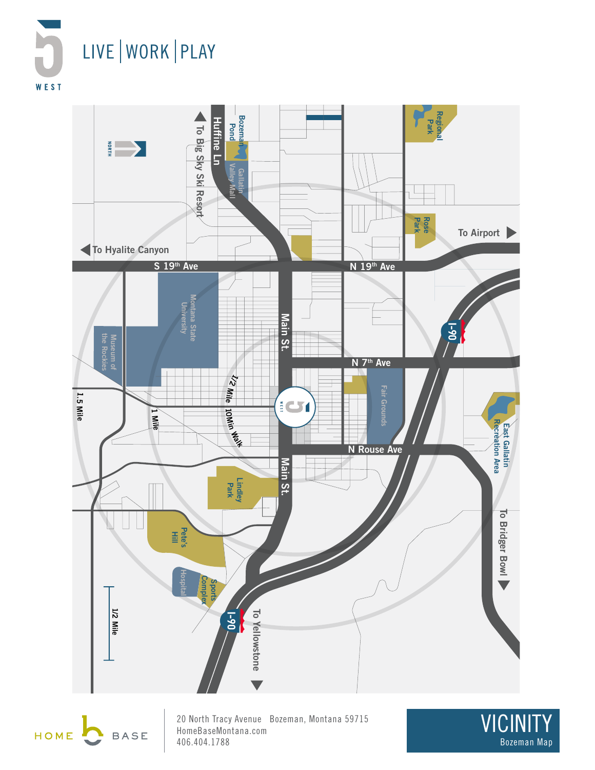# LIVE | WORK | PLAY

5 WEST

To Big Sky Ski Resort

Huffine Ln

Bozeman Pond

Gallatin Valley Mall

Regional Park

Rose Park

To Airport

To Hyalite Canyon

S 19th Ave

N 19th Ave

Montana State University

Main St.

I-90

Museum of the Rockies

N 7th Ave

1/2 Mile 10Min Walk

Fair Grounds

East Gallatin Recreation Area

1.5 Mile

1 Mile

N Rouse Ave

Main St.

Lindley Park

Pete's Hill

To Bridger Bowl

Hospital

Sports Complex

1/2 Mile

I-90

To Yellowstone

HOME BASE

20 North Tracy Avenue Bozeman, Montana 59715
HomeBaseMontana.com
406.404.1788

## VICINITY
Bozeman Map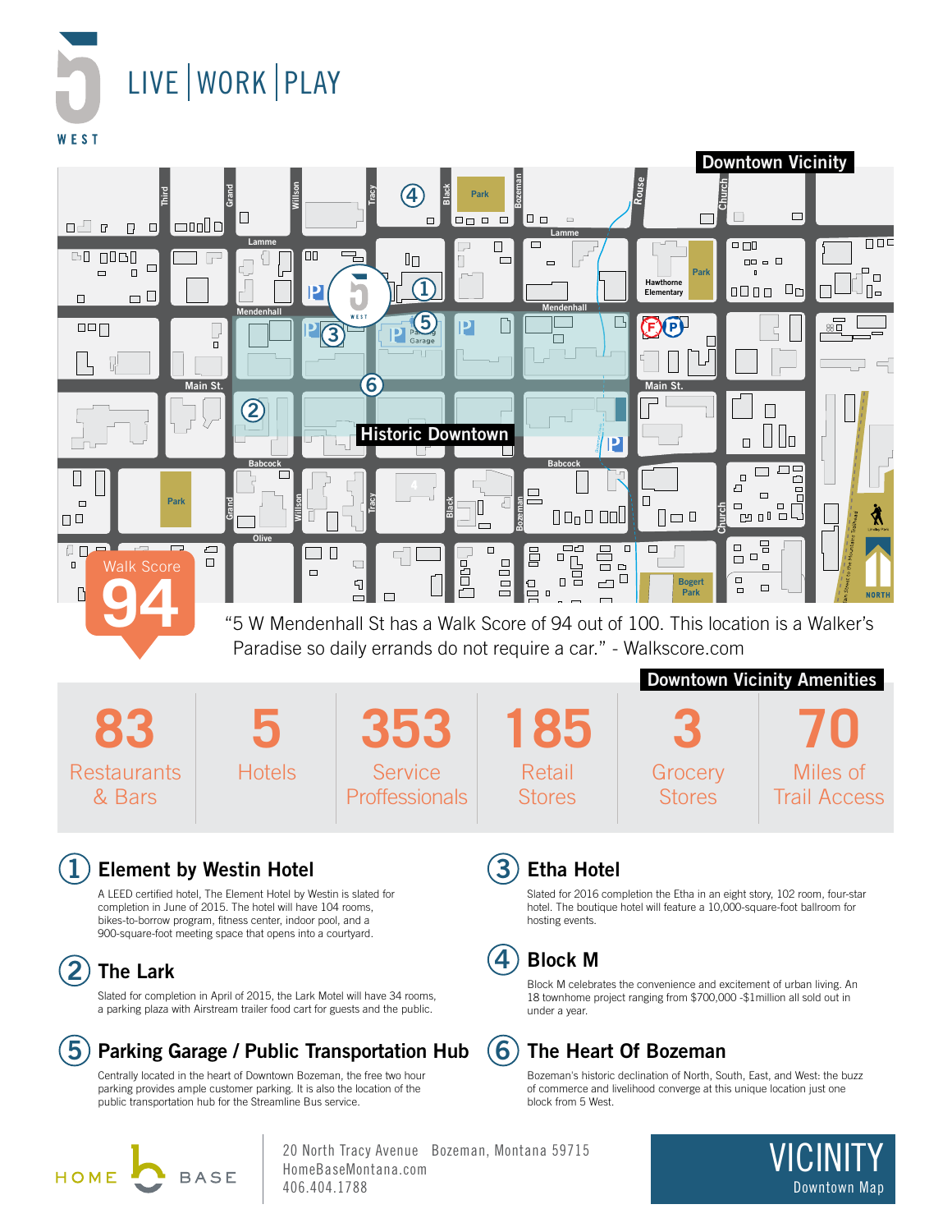# LIVE | WORK | PLAY

5 WEST

## Downtown Vicinity

Historic Downtown

Walk Score 94

"5 W Mendenhall St has a Walk Score of 94 out of 100. This location is a Walker's Paradise so daily errands do not require a car." - Walkscore.com

## Downtown Vicinity Amenities

| 83 | 5 | 353 | 185 | 3 | 70 |
|---|---|---|---|---|---|
| Restaurants & Bars | Hotels | Service Proffessionals | Retail Stores | Grocery Stores | Miles of Trail Access |

### 1 Element by Westin Hotel

A LEED certified hotel, The Element Hotel by Westin is slated for completion in June of 2015. The hotel will have 104 rooms, bikes-to-borrow program, fitness center, indoor pool, and a 900-square-foot meeting space that opens into a courtyard.

### 2 The Lark

Slated for completion in April of 2015, the Lark Motel will have 34 rooms, a parking plaza with Airstream trailer food cart for guests and the public.

### 5 Parking Garage / Public Transportation Hub

Centrally located in the heart of Downtown Bozeman, the free two hour parking provides ample customer parking. It is also the location of the public transportation hub for the Streamline Bus service.

### 3 Etha Hotel

Slated for 2016 completion the Etha in an eight story, 102 room, four-star hotel. The boutique hotel will feature a 10,000-square-foot ballroom for hosting events.

### 4 Block M

Block M celebrates the convenience and excitement of urban living. An 18 townhome project ranging from $700,000 -$1million all sold out in under a year.

### 6 The Heart Of Bozeman

Bozeman's historic declination of North, South, East, and West: the buzz of commerce and livelihood converge at this unique location just one block from 5 West.

HOME BASE

20 North Tracy Avenue Bozeman, Montana 59715
HomeBaseMontana.com
406.404.1788

VICINITY
Downtown Map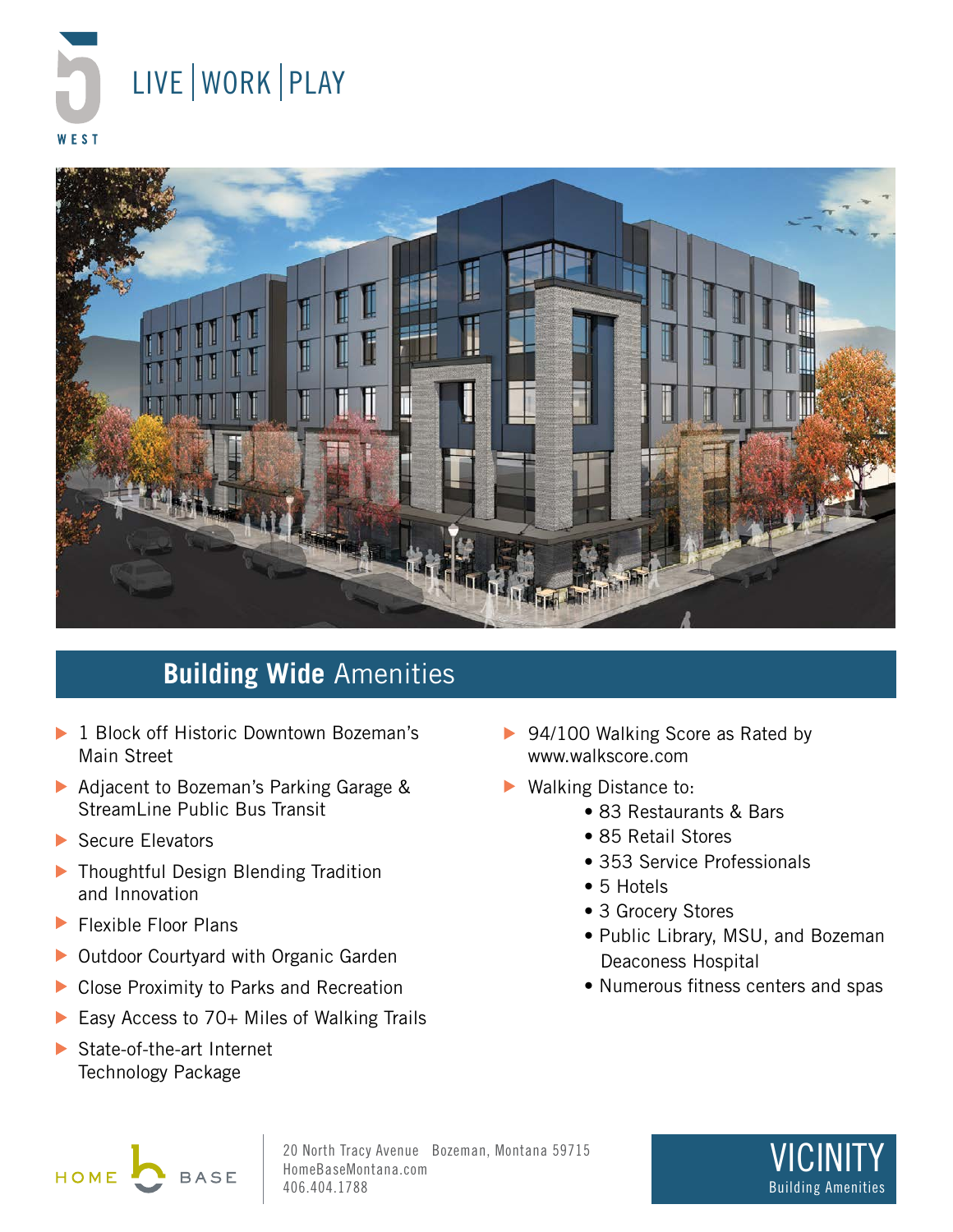5 WEST

LIVE | WORK | PLAY

## **Building Wide** Amenities

- 1 Block off Historic Downtown Bozeman's Main Street
- Adjacent to Bozeman's Parking Garage & StreamLine Public Bus Transit
- Secure Elevators
- Thoughtful Design Blending Tradition and Innovation
- Flexible Floor Plans
- Outdoor Courtyard with Organic Garden
- Close Proximity to Parks and Recreation
- Easy Access to 70+ Miles of Walking Trails
- State-of-the-art Internet Technology Package
- 94/100 Walking Score as Rated by www.walkscore.com
- Walking Distance to:
  - 83 Restaurants & Bars
  - 85 Retail Stores
  - 353 Service Professionals
  - 5 Hotels
  - 3 Grocery Stores
  - Public Library, MSU, and Bozeman Deaconess Hospital
  - Numerous fitness centers and spas

HOME BASE

20 North Tracy Avenue Bozeman, Montana 59715
HomeBaseMontana.com
406.404.1788

VICINITY
Building Amenities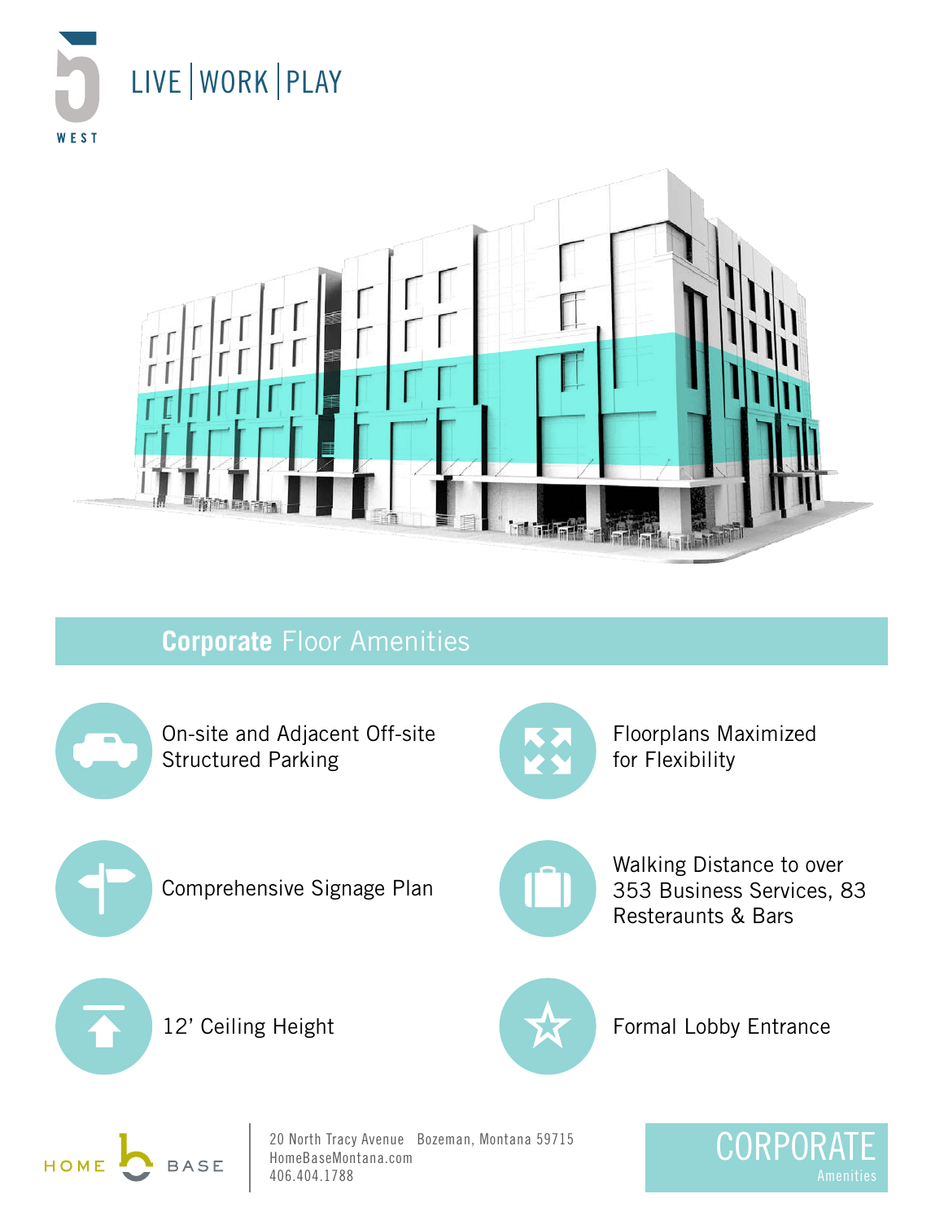5 WEST

LIVE | WORK | PLAY

## **Corporate** Floor Amenities

- On-site and Adjacent Off-site Structured Parking
- Floorplans Maximized for Flexibility
- Comprehensive Signage Plan
- Walking Distance to over 353 Business Services, 83 Resteraunts & Bars
- 12’ Ceiling Height
- Formal Lobby Entrance

HOME BASE

20 North Tracy Avenue   Bozeman, Montana 59715
HomeBaseMontana.com
406.404.1788

CORPORATE
Amenities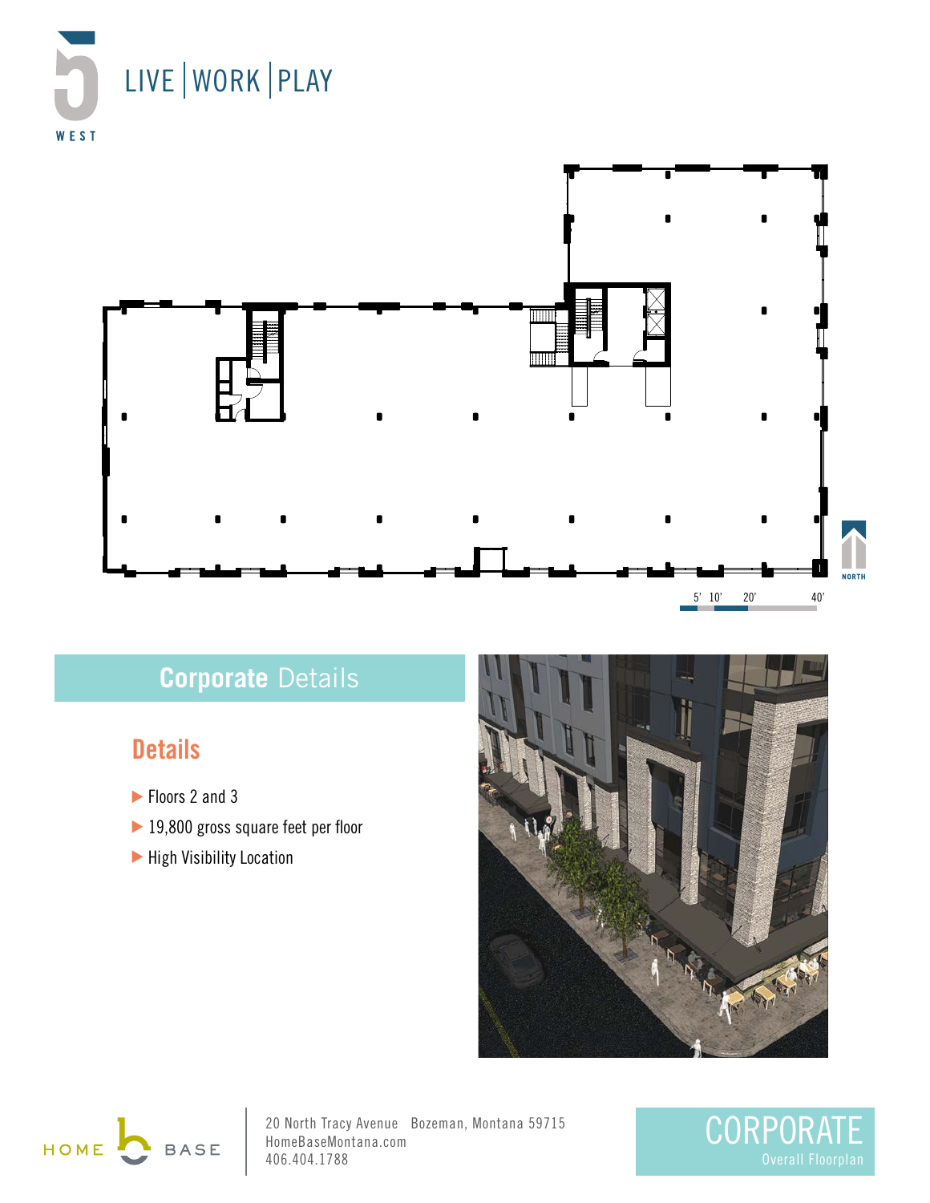LIVE | WORK | PLAY

5' 10' 20' 40'

NORTH

## **Corporate** Details

### Details

- Floors 2 and 3
- 19,800 gross square feet per floor
- High Visibility Location

20 North Tracy Avenue Bozeman, Montana 59715
HomeBaseMontana.com
406.404.1788

CORPORATE
Overall Floorplan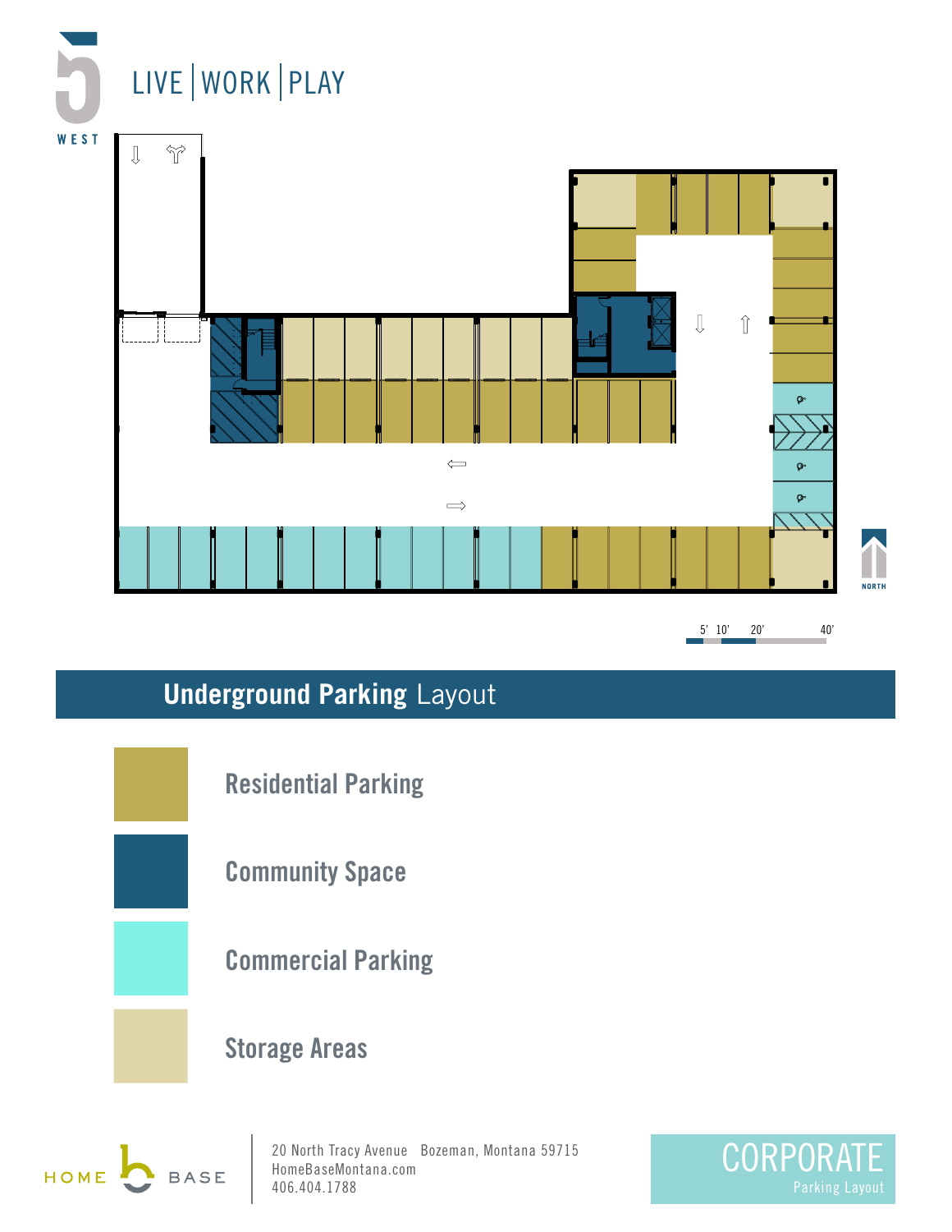5 WEST

LIVE | WORK | PLAY

NORTH

5' 10' 20' 40'

## **Underground Parking** Layout

Residential Parking

Community Space

Commercial Parking

Storage Areas

HOME BASE

20 North Tracy Avenue Bozeman, Montana 59715
HomeBaseMontana.com
406.404.1788

CORPORATE
Parking Layout